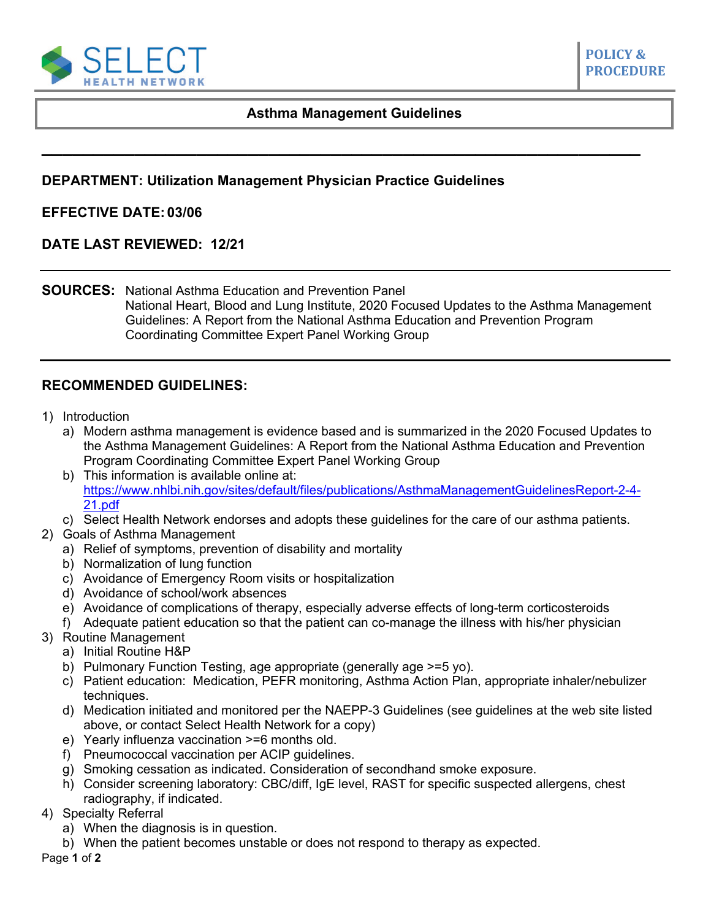SELECT HEALTH NETWORK

POLICY & PROCEDURE

# Asthma Management Guidelines

---

**DEPARTMENT: Utilization Management Physician Practice Guidelines**

**EFFECTIVE DATE: 03/06**

**DATE LAST REVIEWED: 12/21**

---

**SOURCES:** National Asthma Education and Prevention Panel
National Heart, Blood and Lung Institute, 2020 Focused Updates to the Asthma Management Guidelines: A Report from the National Asthma Education and Prevention Program Coordinating Committee Expert Panel Working Group

---

## RECOMMENDED GUIDELINES:

1) Introduction
   a) Modern asthma management is evidence based and is summarized in the 2020 Focused Updates to the Asthma Management Guidelines: A Report from the National Asthma Education and Prevention Program Coordinating Committee Expert Panel Working Group
   b) This information is available online at: [https://www.nhlbi.nih.gov/sites/default/files/publications/AsthmaManagementGuidelinesReport-2-4-21.pdf](https://www.nhlbi.nih.gov/sites/default/files/publications/AsthmaManagementGuidelinesReport-2-4-21.pdf)
   c) Select Health Network endorses and adopts these guidelines for the care of our asthma patients.
2) Goals of Asthma Management
   a) Relief of symptoms, prevention of disability and mortality
   b) Normalization of lung function
   c) Avoidance of Emergency Room visits or hospitalization
   d) Avoidance of school/work absences
   e) Avoidance of complications of therapy, especially adverse effects of long-term corticosteroids
   f) Adequate patient education so that the patient can co-manage the illness with his/her physician
3) Routine Management
   a) Initial Routine H&P
   b) Pulmonary Function Testing, age appropriate (generally age >=5 yo).
   c) Patient education: Medication, PEFR monitoring, Asthma Action Plan, appropriate inhaler/nebulizer techniques.
   d) Medication initiated and monitored per the NAEPP-3 Guidelines (see guidelines at the web site listed above, or contact Select Health Network for a copy)
   e) Yearly influenza vaccination >=6 months old.
   f) Pneumococcal vaccination per ACIP guidelines.
   g) Smoking cessation as indicated. Consideration of secondhand smoke exposure.
   h) Consider screening laboratory: CBC/diff, IgE level, RAST for specific suspected allergens, chest radiography, if indicated.
4) Specialty Referral
   a) When the diagnosis is in question.
   b) When the patient becomes unstable or does not respond to therapy as expected.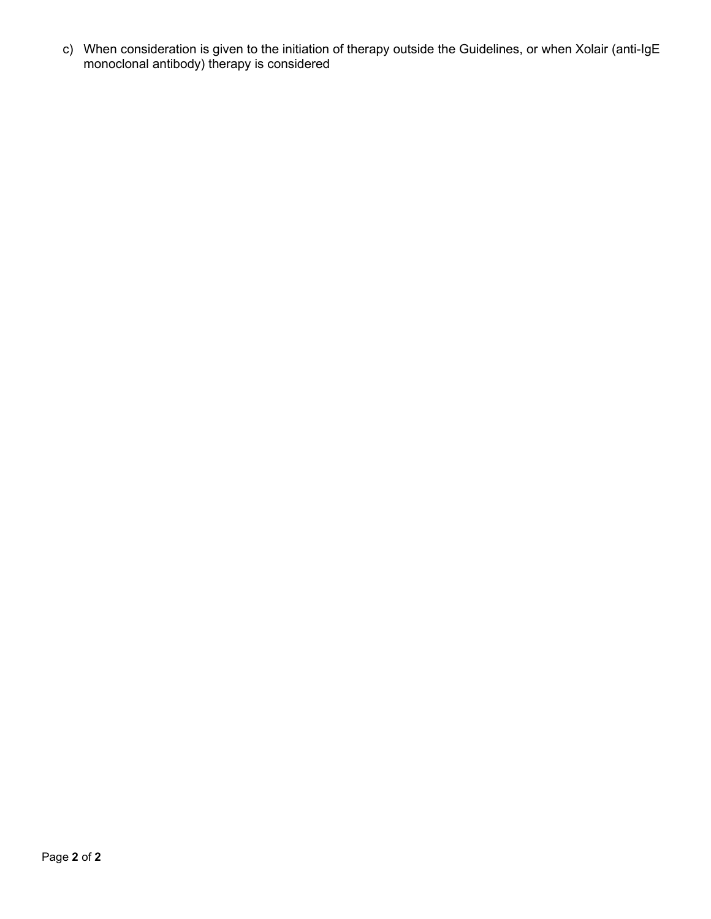c) When consideration is given to the initiation of therapy outside the Guidelines, or when Xolair (anti-IgE monoclonal antibody) therapy is considered